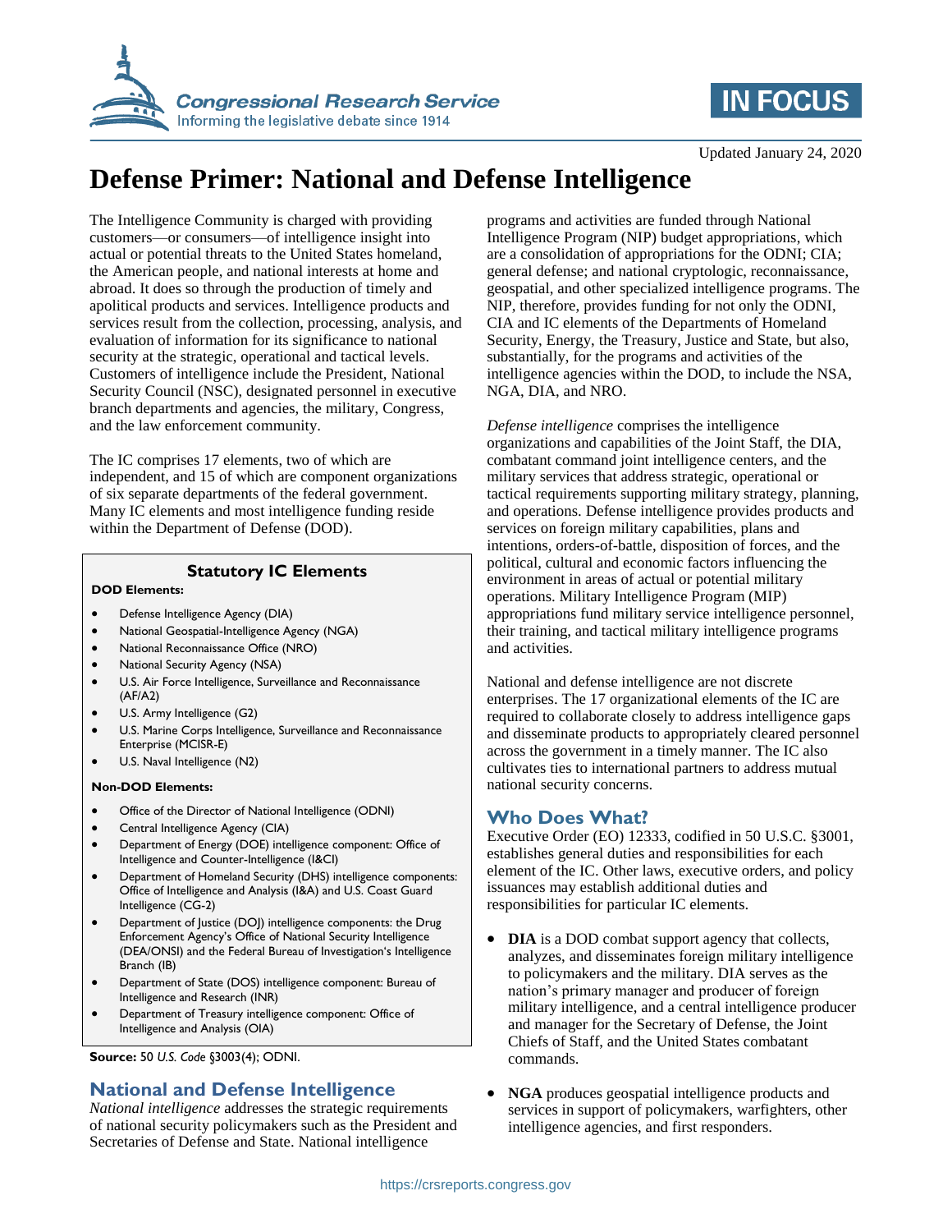Updated January 24, 2020

# Defense Primer: National and Defense Intelligence

The Intelligence Community is charged with providing customers—or consumers—of intelligence insight into actual or potential threats to the United States homeland, the American people, and national interests at home and abroad. It does so through the production of timely and apolitical products and services. Intelligence products and services result from the collection, processing, analysis, and evaluation of information for its significance to national security at the strategic, operational and tactical levels. Customers of intelligence include the President, National Security Council (NSC), designated personnel in executive branch departments and agencies, the military, Congress, and the law enforcement community.

The IC comprises 17 elements, two of which are independent, and 15 of which are component organizations of six separate departments of the federal government. Many IC elements and most intelligence funding reside within the Department of Defense (DOD).

### Statutory IC Elements

**DOD Elements:**

- Defense Intelligence Agency (DIA)
- National Geospatial-Intelligence Agency (NGA)
- National Reconnaissance Office (NRO)
- National Security Agency (NSA)
- U.S. Air Force Intelligence, Surveillance and Reconnaissance (AF/A2)
- U.S. Army Intelligence (G2)
- U.S. Marine Corps Intelligence, Surveillance and Reconnaissance Enterprise (MCISR-E)
- U.S. Naval Intelligence (N2)

**Non-DOD Elements:**

- Office of the Director of National Intelligence (ODNI)
- Central Intelligence Agency (CIA)
- Department of Energy (DOE) intelligence component: Office of Intelligence and Counter-Intelligence (I&CI)
- Department of Homeland Security (DHS) intelligence components: Office of Intelligence and Analysis (I&A) and U.S. Coast Guard Intelligence (CG-2)
- Department of Justice (DOJ) intelligence components: the Drug Enforcement Agency's Office of National Security Intelligence (DEA/ONSI) and the Federal Bureau of Investigation's Intelligence Branch (IB)
- Department of State (DOS) intelligence component: Bureau of Intelligence and Research (INR)
- Department of Treasury intelligence component: Office of Intelligence and Analysis (OIA)

**Source:** 50 *U.S. Code* §3003(4); ODNI.

## National and Defense Intelligence

*National intelligence* addresses the strategic requirements of national security policymakers such as the President and Secretaries of Defense and State. National intelligence programs and activities are funded through National Intelligence Program (NIP) budget appropriations, which are a consolidation of appropriations for the ODNI; CIA; general defense; and national cryptologic, reconnaissance, geospatial, and other specialized intelligence programs. The NIP, therefore, provides funding for not only the ODNI, CIA and IC elements of the Departments of Homeland Security, Energy, the Treasury, Justice and State, but also, substantially, for the programs and activities of the intelligence agencies within the DOD, to include the NSA, NGA, DIA, and NRO.

*Defense intelligence* comprises the intelligence organizations and capabilities of the Joint Staff, the DIA, combatant command joint intelligence centers, and the military services that address strategic, operational or tactical requirements supporting military strategy, planning, and operations. Defense intelligence provides products and services on foreign military capabilities, plans and intentions, orders-of-battle, disposition of forces, and the political, cultural and economic factors influencing the environment in areas of actual or potential military operations. Military Intelligence Program (MIP) appropriations fund military service intelligence personnel, their training, and tactical military intelligence programs and activities.

National and defense intelligence are not discrete enterprises. The 17 organizational elements of the IC are required to collaborate closely to address intelligence gaps and disseminate products to appropriately cleared personnel across the government in a timely manner. The IC also cultivates ties to international partners to address mutual national security concerns.

## Who Does What?

Executive Order (EO) 12333, codified in 50 U.S.C. §3001, establishes general duties and responsibilities for each element of the IC. Other laws, executive orders, and policy issuances may establish additional duties and responsibilities for particular IC elements.

- **DIA** is a DOD combat support agency that collects, analyzes, and disseminates foreign military intelligence to policymakers and the military. DIA serves as the nation's primary manager and producer of foreign military intelligence, and a central intelligence producer and manager for the Secretary of Defense, the Joint Chiefs of Staff, and the United States combatant commands.
- **NGA** produces geospatial intelligence products and services in support of policymakers, warfighters, other intelligence agencies, and first responders.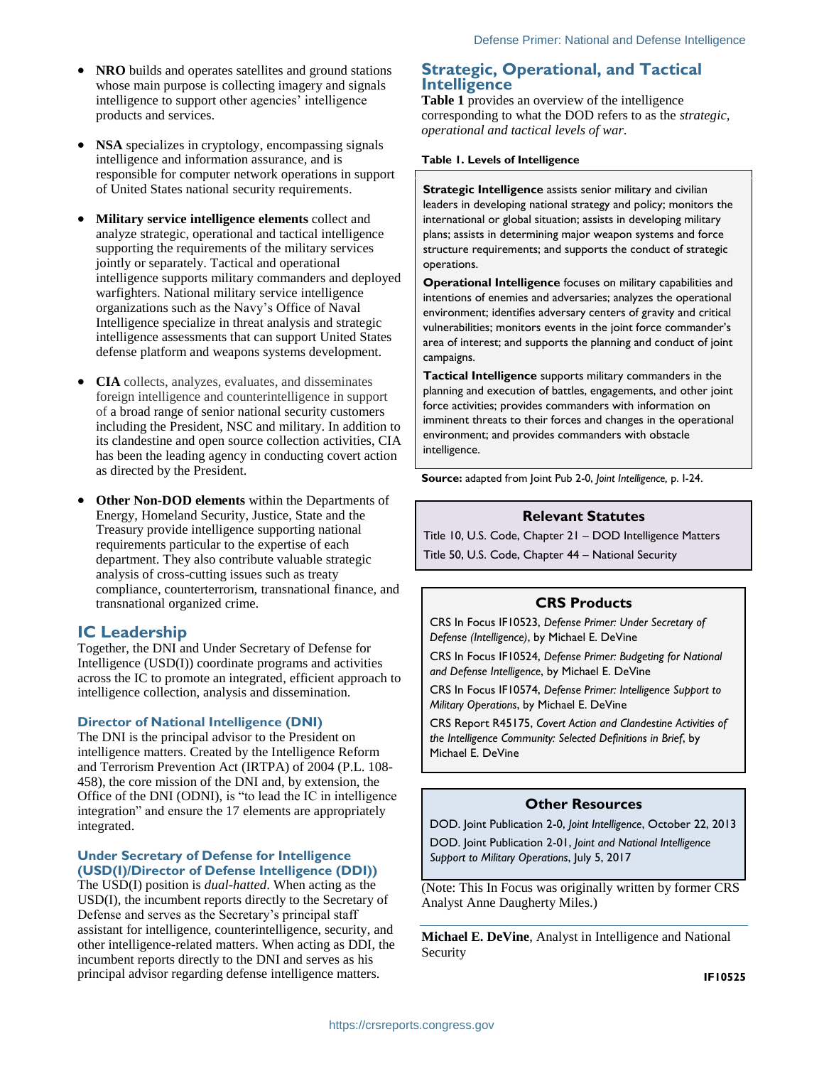- **NRO** builds and operates satellites and ground stations whose main purpose is collecting imagery and signals intelligence to support other agencies' intelligence products and services.

- **NSA** specializes in cryptology, encompassing signals intelligence and information assurance, and is responsible for computer network operations in support of United States national security requirements.

- **Military service intelligence elements** collect and analyze strategic, operational and tactical intelligence supporting the requirements of the military services jointly or separately. Tactical and operational intelligence supports military commanders and deployed warfighters. National military service intelligence organizations such as the Navy's Office of Naval Intelligence specialize in threat analysis and strategic intelligence assessments that can support United States defense platform and weapons systems development.

- **CIA** collects, analyzes, evaluates, and disseminates foreign intelligence and counterintelligence in support of a broad range of senior national security customers including the President, NSC and military. In addition to its clandestine and open source collection activities, CIA has been the leading agency in conducting covert action as directed by the President.

- **Other Non-DOD elements** within the Departments of Energy, Homeland Security, Justice, State and the Treasury provide intelligence supporting national requirements particular to the expertise of each department. They also contribute valuable strategic analysis of cross-cutting issues such as treaty compliance, counterterrorism, transnational finance, and transnational organized crime.

## IC Leadership

Together, the DNI and Under Secretary of Defense for Intelligence (USD(I)) coordinate programs and activities across the IC to promote an integrated, efficient approach to intelligence collection, analysis and dissemination.

### Director of National Intelligence (DNI)

The DNI is the principal advisor to the President on intelligence matters. Created by the Intelligence Reform and Terrorism Prevention Act (IRTPA) of 2004 (P.L. 108-458), the core mission of the DNI and, by extension, the Office of the DNI (ODNI), is "to lead the IC in intelligence integration" and ensure the 17 elements are appropriately integrated.

### Under Secretary of Defense for Intelligence (USD(I)/Director of Defense Intelligence (DDI))

The USD(I) position is *dual-hatted*. When acting as the USD(I), the incumbent reports directly to the Secretary of Defense and serves as the Secretary's principal staff assistant for intelligence, counterintelligence, security, and other intelligence-related matters. When acting as DDI, the incumbent reports directly to the DNI and serves as his principal advisor regarding defense intelligence matters.

## Strategic, Operational, and Tactical Intelligence

**Table 1** provides an overview of the intelligence corresponding to what the DOD refers to as the *strategic, operational and tactical levels of war*.

**Table 1. Levels of Intelligence**

**Strategic Intelligence** assists senior military and civilian leaders in developing national strategy and policy; monitors the international or global situation; assists in developing military plans; assists in determining major weapon systems and force structure requirements; and supports the conduct of strategic operations.

**Operational Intelligence** focuses on military capabilities and intentions of enemies and adversaries; analyzes the operational environment; identifies adversary centers of gravity and critical vulnerabilities; monitors events in the joint force commander's area of interest; and supports the planning and conduct of joint campaigns.

**Tactical Intelligence** supports military commanders in the planning and execution of battles, engagements, and other joint force activities; provides commanders with information on imminent threats to their forces and changes in the operational environment; and provides commanders with obstacle intelligence.

**Source:** adapted from Joint Pub 2-0, *Joint Intelligence,* p. I-24.

**Relevant Statutes**

Title 10, U.S. Code, Chapter 21 – DOD Intelligence Matters

Title 50, U.S. Code, Chapter 44 – National Security

**CRS Products**

CRS In Focus IF10523, *Defense Primer: Under Secretary of Defense (Intelligence)*, by Michael E. DeVine

CRS In Focus IF10524, *Defense Primer: Budgeting for National and Defense Intelligence*, by Michael E. DeVine

CRS In Focus IF10574, *Defense Primer: Intelligence Support to Military Operations*, by Michael E. DeVine

CRS Report R45175, *Covert Action and Clandestine Activities of the Intelligence Community: Selected Definitions in Brief*, by Michael E. DeVine

**Other Resources**

DOD. Joint Publication 2-0, *Joint Intelligence*, October 22, 2013

DOD. Joint Publication 2-01, *Joint and National Intelligence Support to Military Operations*, July 5, 2017

(Note: This In Focus was originally written by former CRS Analyst Anne Daugherty Miles.)

**Michael E. DeVine**, Analyst in Intelligence and National Security

IF10525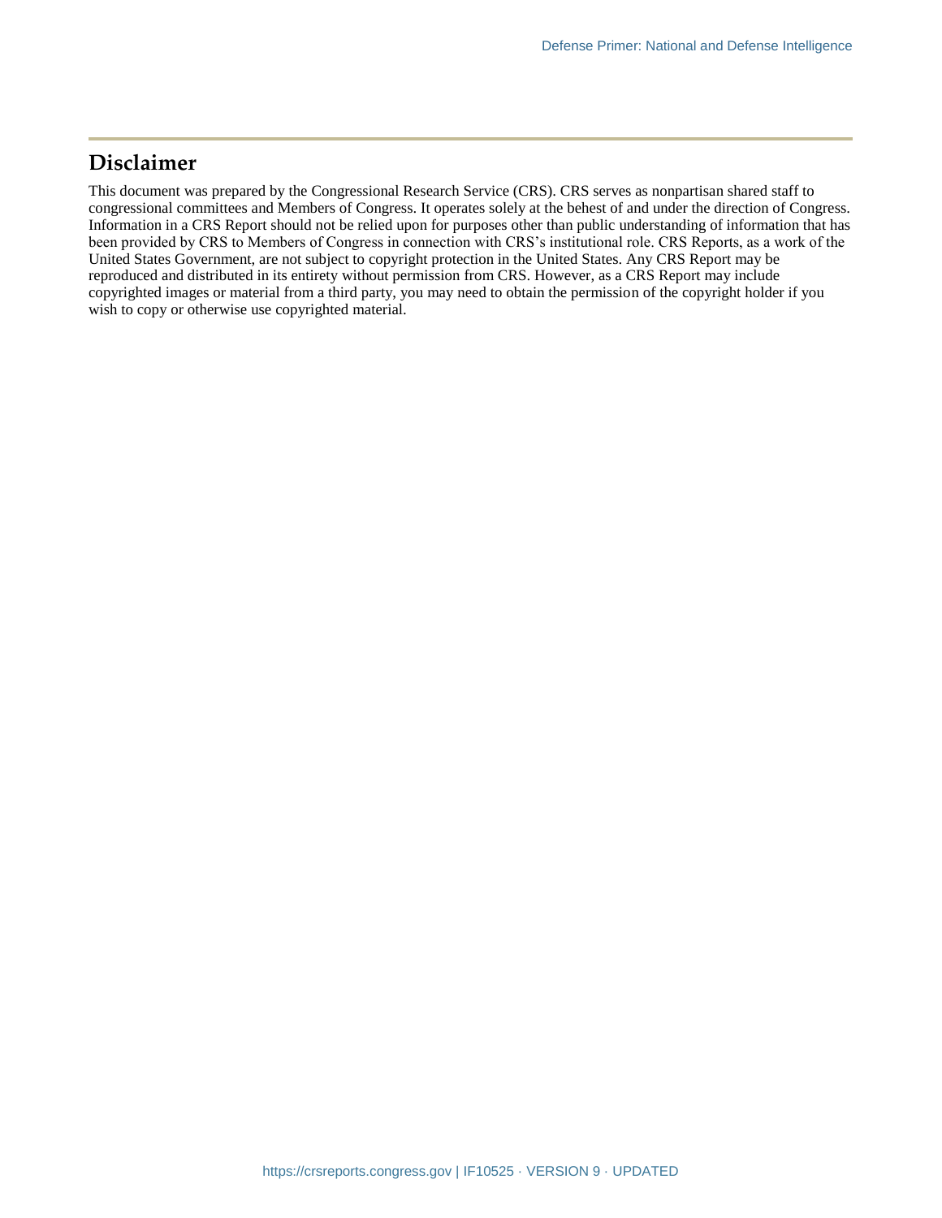## Disclaimer

This document was prepared by the Congressional Research Service (CRS). CRS serves as nonpartisan shared staff to congressional committees and Members of Congress. It operates solely at the behest of and under the direction of Congress. Information in a CRS Report should not be relied upon for purposes other than public understanding of information that has been provided by CRS to Members of Congress in connection with CRS's institutional role. CRS Reports, as a work of the United States Government, are not subject to copyright protection in the United States. Any CRS Report may be reproduced and distributed in its entirety without permission from CRS. However, as a CRS Report may include copyrighted images or material from a third party, you may need to obtain the permission of the copyright holder if you wish to copy or otherwise use copyrighted material.